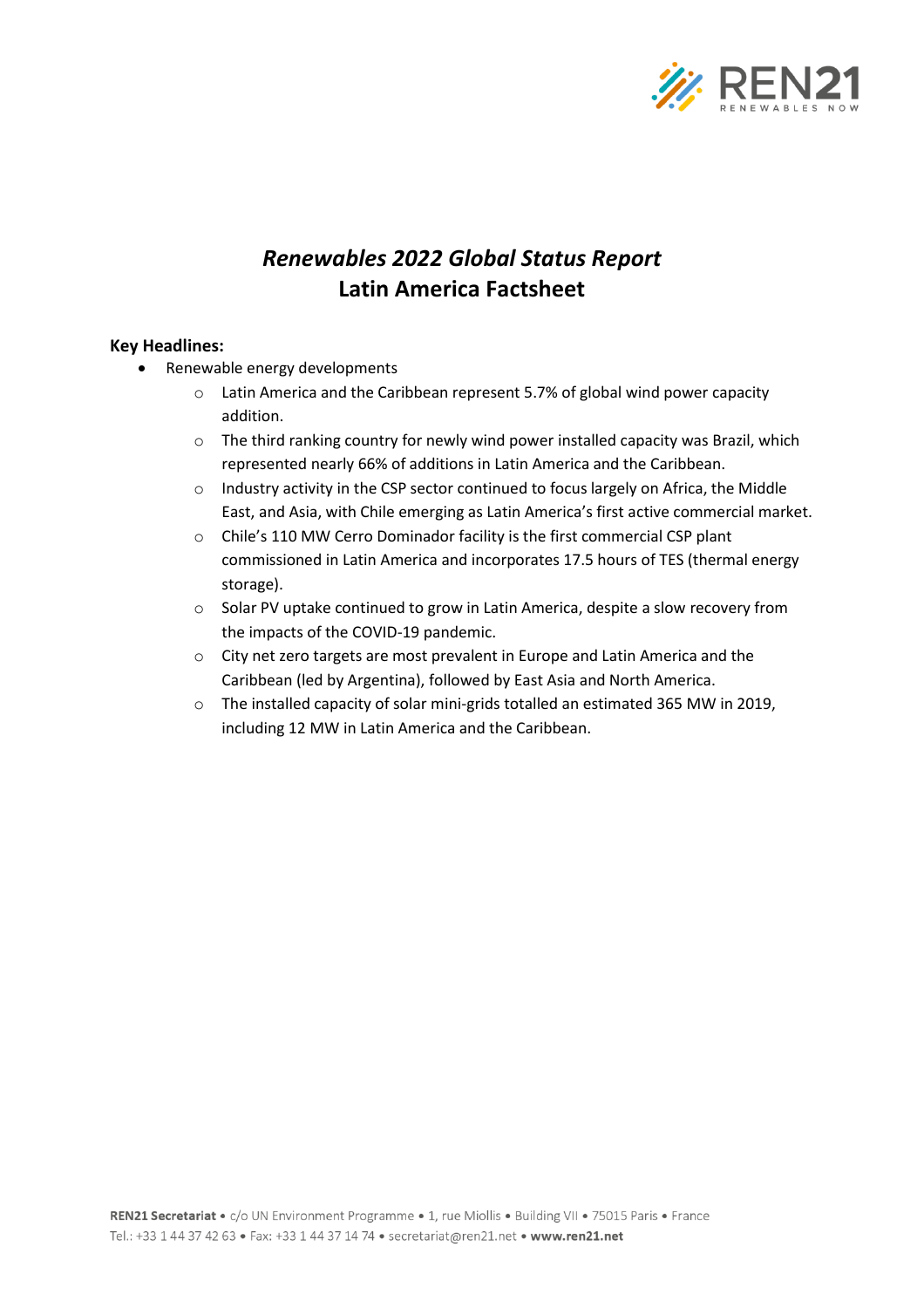# *Renewables 2022 Global Status Report*
# Latin America Factsheet

**Key Headlines:**

- Renewable energy developments
  - Latin America and the Caribbean represent 5.7% of global wind power capacity addition.
  - The third ranking country for newly wind power installed capacity was Brazil, which represented nearly 66% of additions in Latin America and the Caribbean.
  - Industry activity in the CSP sector continued to focus largely on Africa, the Middle East, and Asia, with Chile emerging as Latin America's first active commercial market.
  - Chile's 110 MW Cerro Dominador facility is the first commercial CSP plant commissioned in Latin America and incorporates 17.5 hours of TES (thermal energy storage).
  - Solar PV uptake continued to grow in Latin America, despite a slow recovery from the impacts of the COVID-19 pandemic.
  - City net zero targets are most prevalent in Europe and Latin America and the Caribbean (led by Argentina), followed by East Asia and North America.
  - The installed capacity of solar mini-grids totalled an estimated 365 MW in 2019, including 12 MW in Latin America and the Caribbean.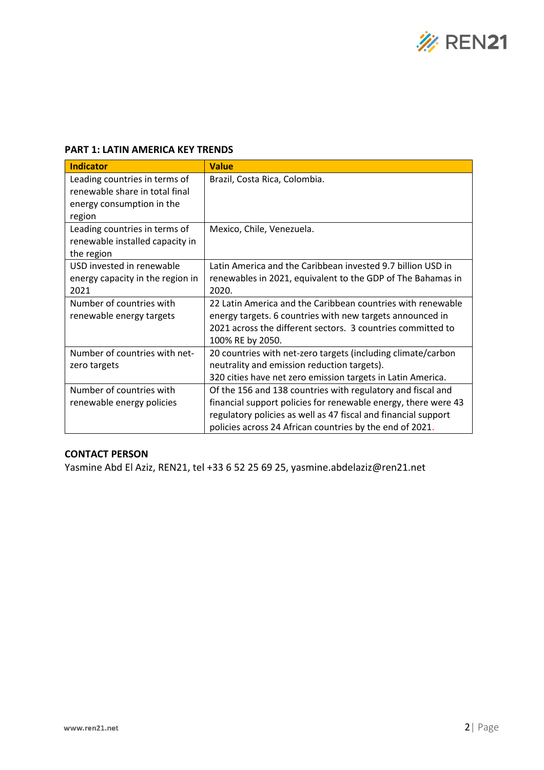**PART 1: LATIN AMERICA KEY TRENDS**

| Indicator | Value |
| --- | --- |
| Leading countries in terms of renewable share in total final energy consumption in the region | Brazil, Costa Rica, Colombia. |
| Leading countries in terms of renewable installed capacity in the region | Mexico, Chile, Venezuela. |
| USD invested in renewable energy capacity in the region in 2021 | Latin America and the Caribbean invested 9.7 billion USD in renewables in 2021, equivalent to the GDP of The Bahamas in 2020. |
| Number of countries with renewable energy targets | 22 Latin America and the Caribbean countries with renewable energy targets. 6 countries with new targets announced in 2021 across the different sectors. 3 countries committed to 100% RE by 2050. |
| Number of countries with net-zero targets | 20 countries with net-zero targets (including climate/carbon neutrality and emission reduction targets).<br>320 cities have net zero emission targets in Latin America. |
| Number of countries with renewable energy policies | Of the 156 and 138 countries with regulatory and fiscal and financial support policies for renewable energy, there were 43 regulatory policies as well as 47 fiscal and financial support policies across 24 African countries by the end of 2021. |

**CONTACT PERSON**

Yasmine Abd El Aziz, REN21, tel +33 6 52 25 69 25, yasmine.abdelaziz@ren21.net